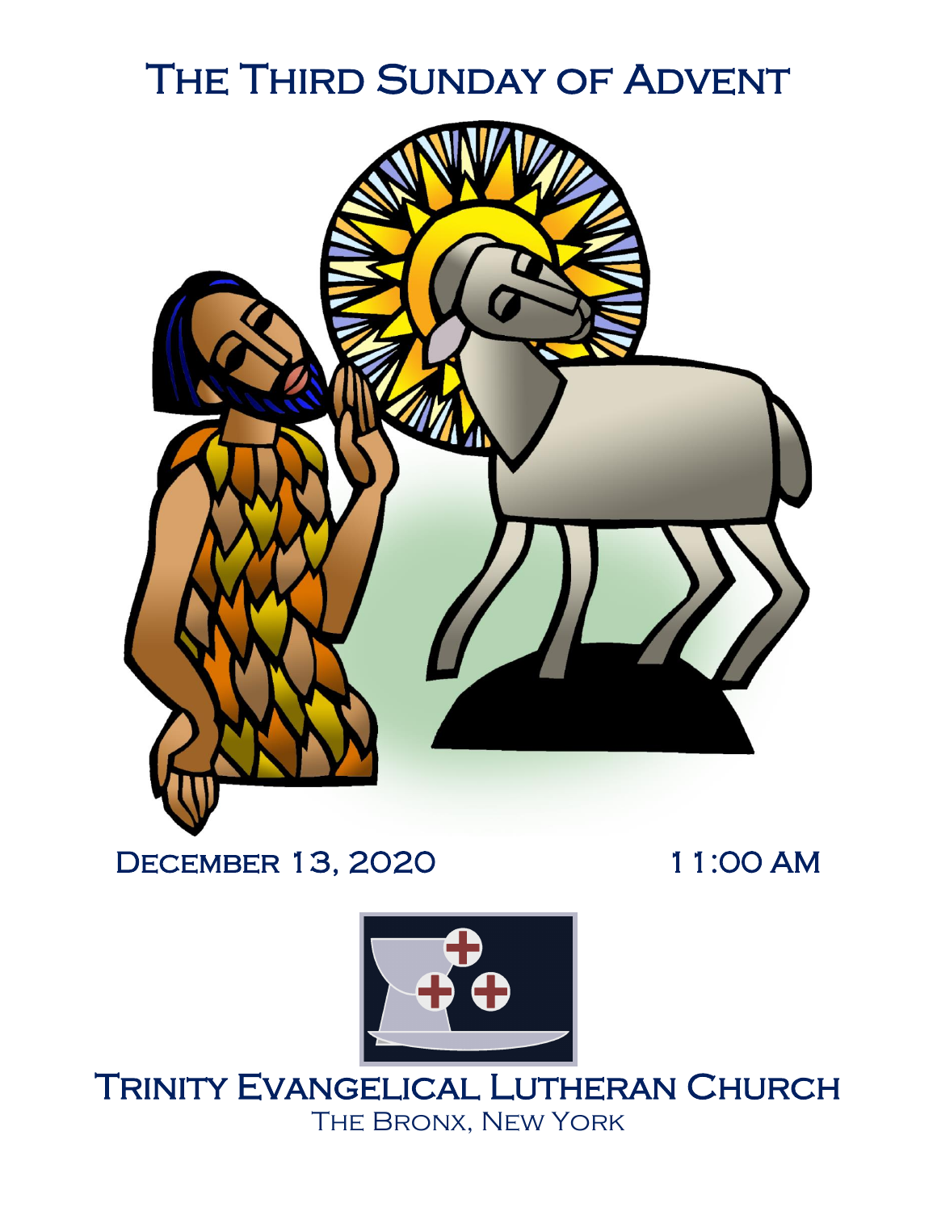# The Third Sunday of Advent

December 13, 2020 11:00 AM

## Trinity Evangelical Lutheran Church

The Bronx, New York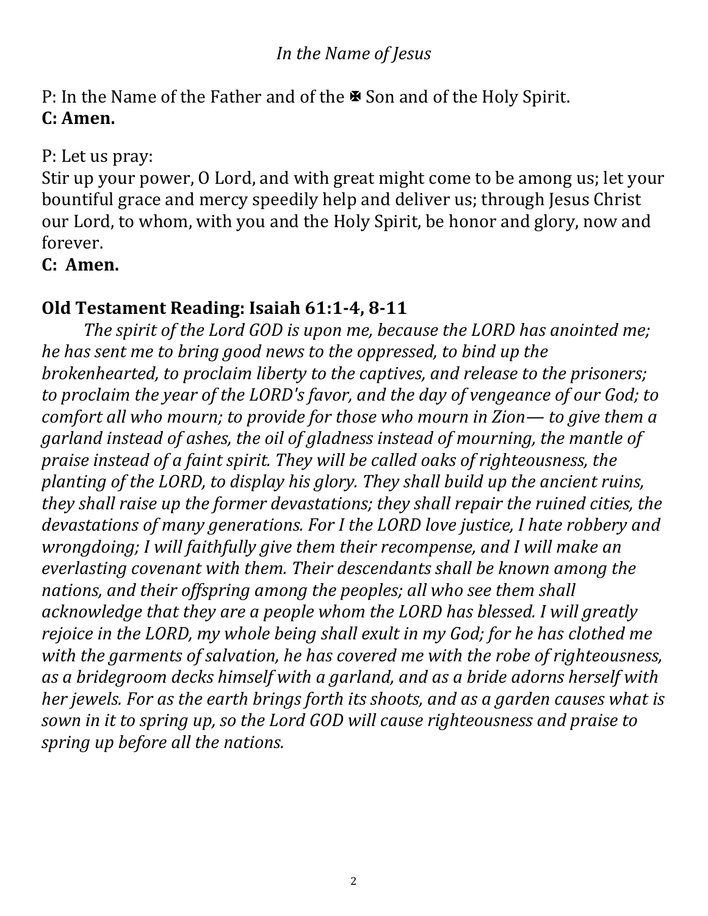*In the Name of Jesus*

P: In the Name of the Father and of the ✠ Son and of the Holy Spirit.
**C: Amen.**

P: Let us pray:
Stir up your power, O Lord, and with great might come to be among us; let your bountiful grace and mercy speedily help and deliver us; through Jesus Christ our Lord, to whom, with you and the Holy Spirit, be honor and glory, now and forever.
**C: Amen.**

## Old Testament Reading: Isaiah 61:1-4, 8-11

*The spirit of the Lord GOD is upon me, because the LORD has anointed me; he has sent me to bring good news to the oppressed, to bind up the brokenhearted, to proclaim liberty to the captives, and release to the prisoners; to proclaim the year of the LORD's favor, and the day of vengeance of our God; to comfort all who mourn; to provide for those who mourn in Zion— to give them a garland instead of ashes, the oil of gladness instead of mourning, the mantle of praise instead of a faint spirit. They will be called oaks of righteousness, the planting of the LORD, to display his glory. They shall build up the ancient ruins, they shall raise up the former devastations; they shall repair the ruined cities, the devastations of many generations. For I the LORD love justice, I hate robbery and wrongdoing; I will faithfully give them their recompense, and I will make an everlasting covenant with them. Their descendants shall be known among the nations, and their offspring among the peoples; all who see them shall acknowledge that they are a people whom the LORD has blessed. I will greatly rejoice in the LORD, my whole being shall exult in my God; for he has clothed me with the garments of salvation, he has covered me with the robe of righteousness, as a bridegroom decks himself with a garland, and as a bride adorns herself with her jewels. For as the earth brings forth its shoots, and as a garden causes what is sown in it to spring up, so the Lord GOD will cause righteousness and praise to spring up before all the nations.*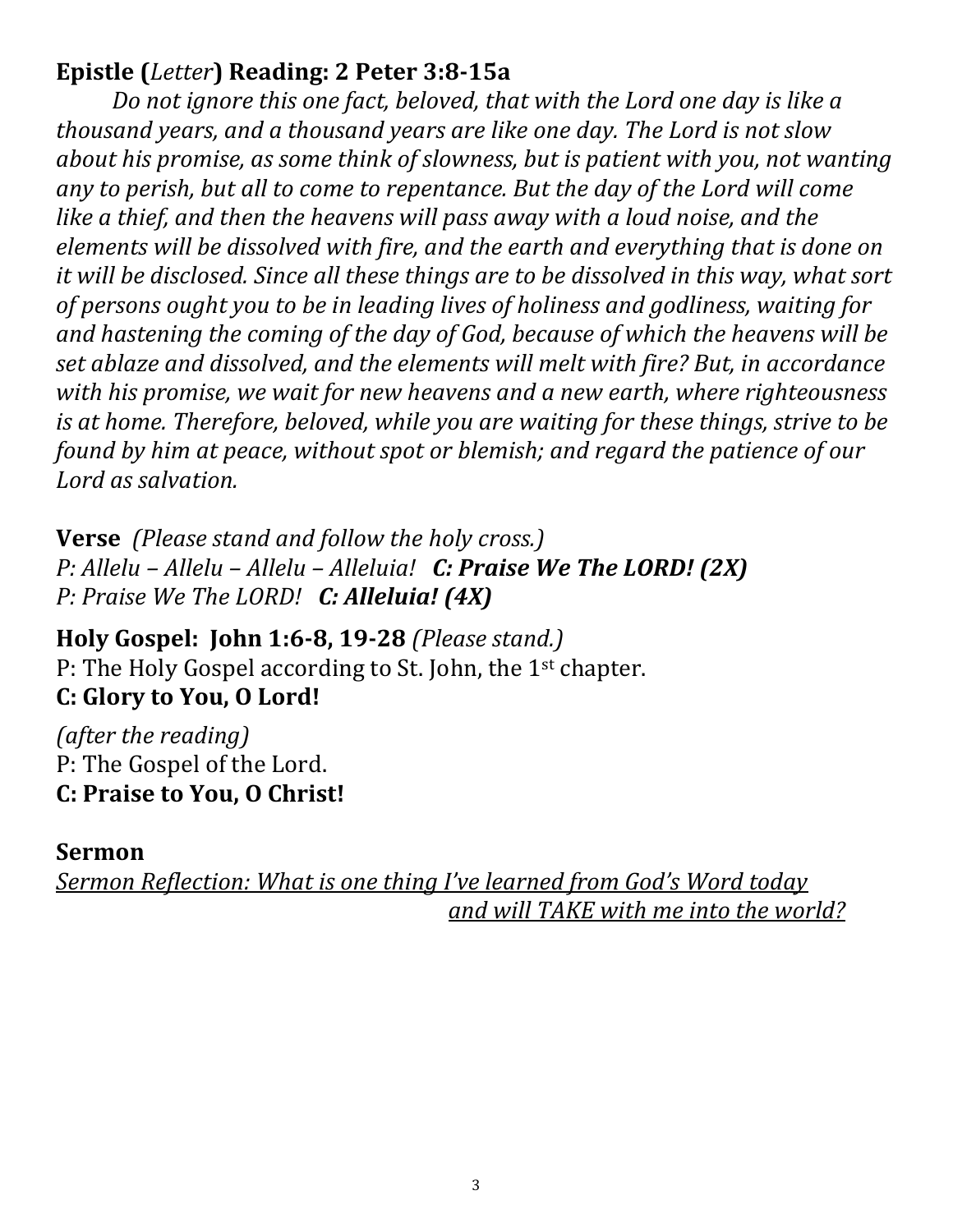**Epistle (*Letter*) Reading: 2 Peter 3:8-15a**

*Do not ignore this one fact, beloved, that with the Lord one day is like a thousand years, and a thousand years are like one day. The Lord is not slow about his promise, as some think of slowness, but is patient with you, not wanting any to perish, but all to come to repentance. But the day of the Lord will come like a thief, and then the heavens will pass away with a loud noise, and the elements will be dissolved with fire, and the earth and everything that is done on it will be disclosed. Since all these things are to be dissolved in this way, what sort of persons ought you to be in leading lives of holiness and godliness, waiting for and hastening the coming of the day of God, because of which the heavens will be set ablaze and dissolved, and the elements will melt with fire? But, in accordance with his promise, we wait for new heavens and a new earth, where righteousness is at home. Therefore, beloved, while you are waiting for these things, strive to be found by him at peace, without spot or blemish; and regard the patience of our Lord as salvation.*

**Verse** *(Please stand and follow the holy cross.)*
*P: Allelu – Allelu – Allelu – Alleluia!* ***C: Praise We The LORD! (2X)***
*P: Praise We The LORD!* ***C: Alleluia! (4X)***

**Holy Gospel: John 1:6-8, 19-28** *(Please stand.)*
P: The Holy Gospel according to St. John, the 1st chapter.
**C: Glory to You, O Lord!**

*(after the reading)*
P: The Gospel of the Lord.
**C: Praise to You, O Christ!**

**Sermon**
*Sermon Reflection: What is one thing I've learned from God's Word today and will TAKE with me into the world?*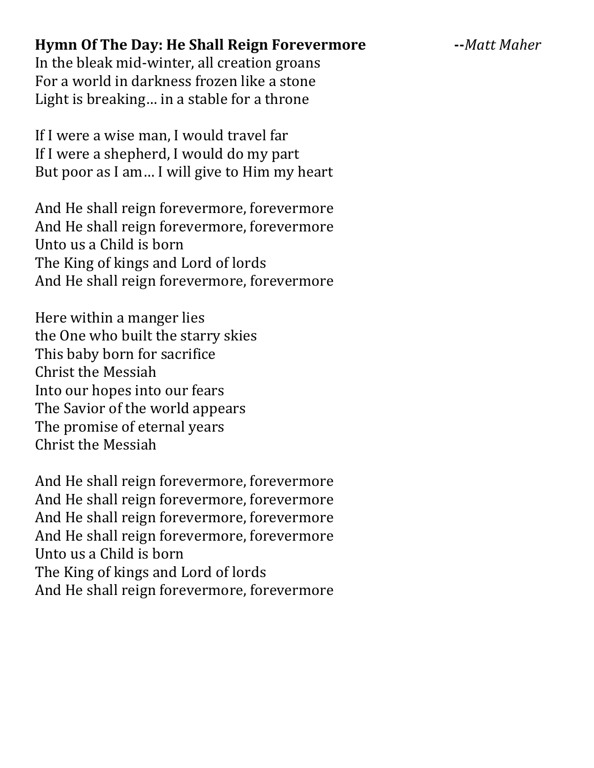**Hymn Of The Day: He Shall Reign Forevermore** **--*Matt Maher***

In the bleak mid-winter, all creation groans  
For a world in darkness frozen like a stone  
Light is breaking… in a stable for a throne

If I were a wise man, I would travel far  
If I were a shepherd, I would do my part  
But poor as I am… I will give to Him my heart

And He shall reign forevermore, forevermore  
And He shall reign forevermore, forevermore  
Unto us a Child is born  
The King of kings and Lord of lords  
And He shall reign forevermore, forevermore

Here within a manger lies  
the One who built the starry skies  
This baby born for sacrifice  
Christ the Messiah  
Into our hopes into our fears  
The Savior of the world appears  
The promise of eternal years  
Christ the Messiah

And He shall reign forevermore, forevermore  
And He shall reign forevermore, forevermore  
And He shall reign forevermore, forevermore  
And He shall reign forevermore, forevermore  
Unto us a Child is born  
The King of kings and Lord of lords  
And He shall reign forevermore, forevermore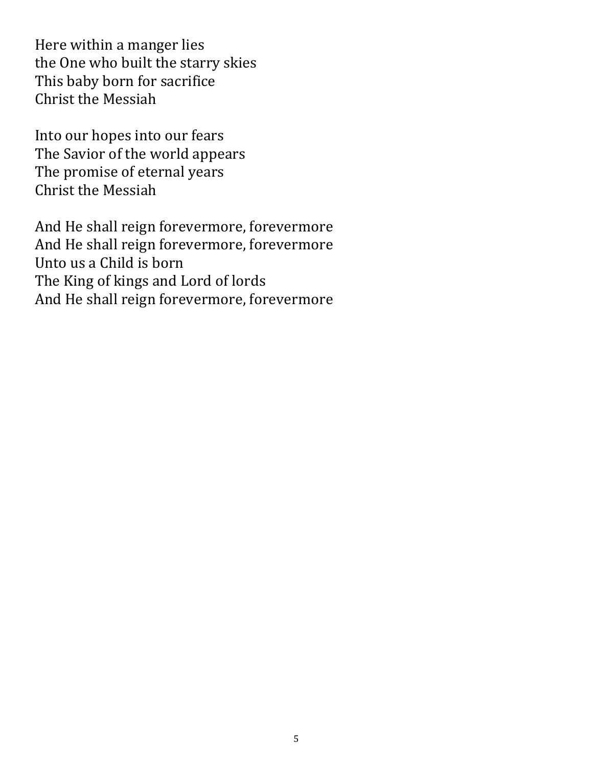Here within a manger lies  
the One who built the starry skies  
This baby born for sacrifice  
Christ the Messiah

Into our hopes into our fears  
The Savior of the world appears  
The promise of eternal years  
Christ the Messiah

And He shall reign forevermore, forevermore  
And He shall reign forevermore, forevermore  
Unto us a Child is born  
The King of kings and Lord of lords  
And He shall reign forevermore, forevermore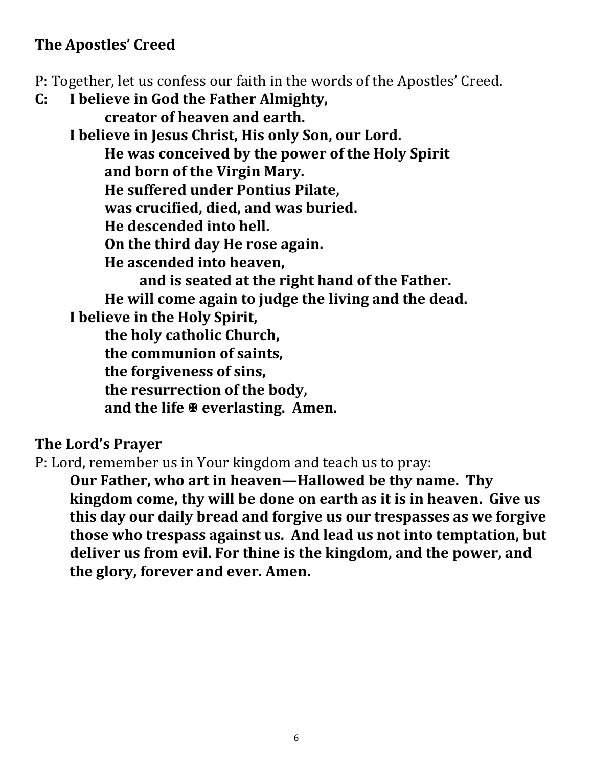### The Apostles' Creed

P: Together, let us confess our faith in the words of the Apostles' Creed.

**C: I believe in God the Father Almighty,**
**creator of heaven and earth.**
**I believe in Jesus Christ, His only Son, our Lord.**
**He was conceived by the power of the Holy Spirit**
**and born of the Virgin Mary.**
**He suffered under Pontius Pilate,**
**was crucified, died, and was buried.**
**He descended into hell.**
**On the third day He rose again.**
**He ascended into heaven,**
**and is seated at the right hand of the Father.**
**He will come again to judge the living and the dead.**
**I believe in the Holy Spirit,**
**the holy catholic Church,**
**the communion of saints,**
**the forgiveness of sins,**
**the resurrection of the body,**
**and the life ✠ everlasting. Amen.**

### The Lord's Prayer

P: Lord, remember us in Your kingdom and teach us to pray:

**Our Father, who art in heaven—Hallowed be thy name. Thy kingdom come, thy will be done on earth as it is in heaven. Give us this day our daily bread and forgive us our trespasses as we forgive those who trespass against us. And lead us not into temptation, but deliver us from evil. For thine is the kingdom, and the power, and the glory, forever and ever. Amen.**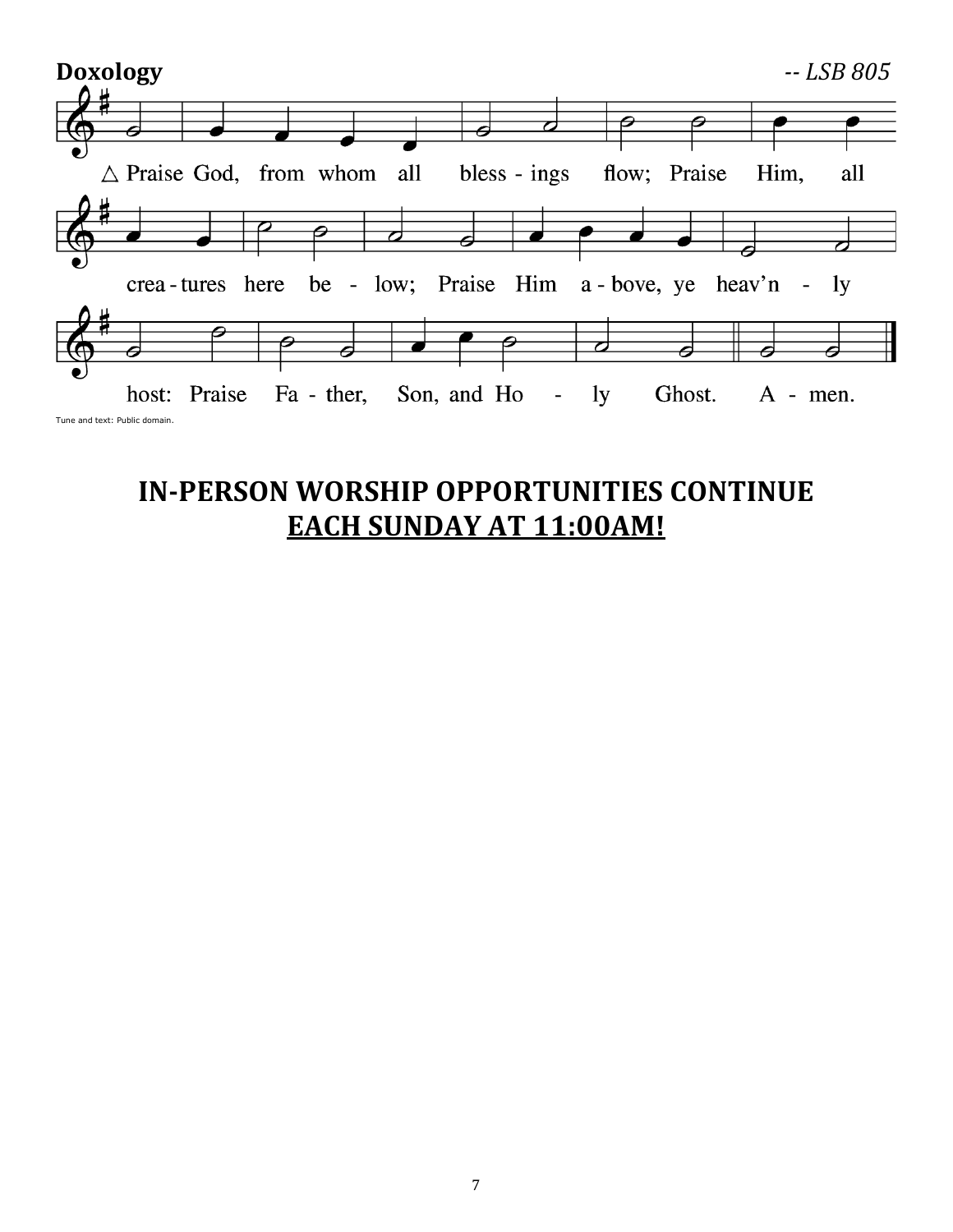**Doxology** *-- LSB 805*

△ Praise God, from whom all bless - ings flow; Praise Him, all crea - tures here be - low; Praise Him a - bove, ye heav'n - ly host: Praise Fa - ther, Son, and Ho - ly Ghost. A - men.

Tune and text: Public domain.

## IN-PERSON WORSHIP OPPORTUNITIES CONTINUE
## EACH SUNDAY AT 11:00AM!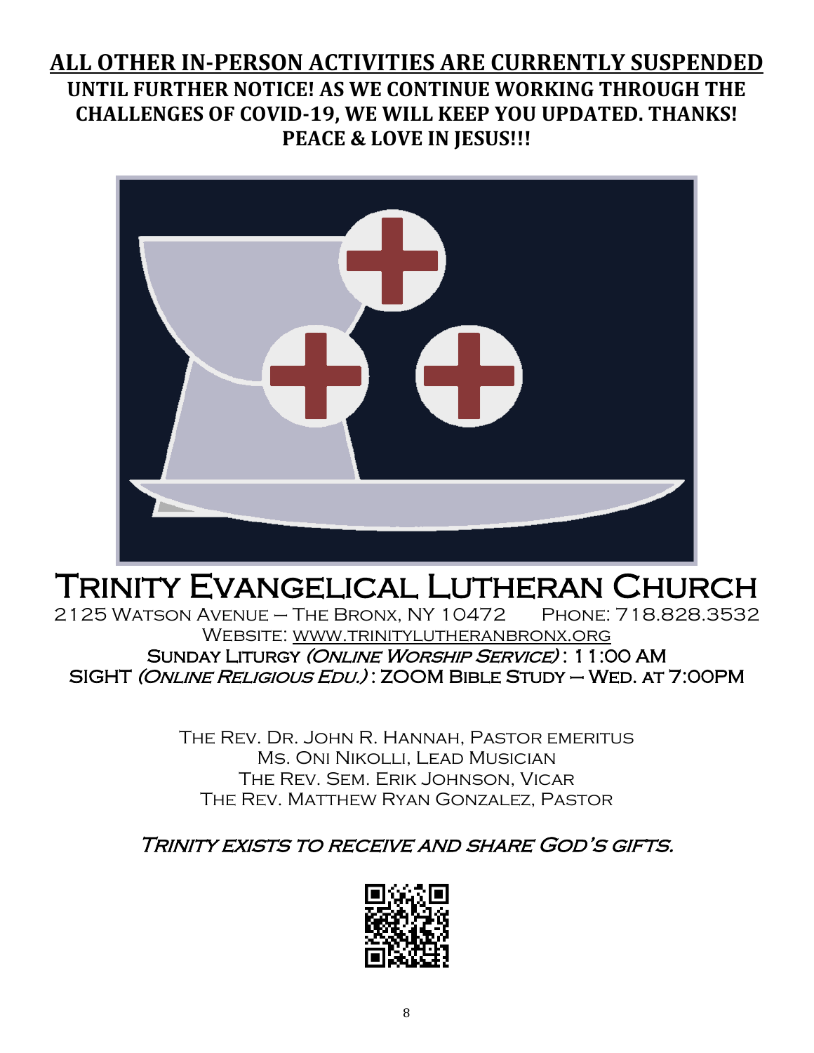**ALL OTHER IN-PERSON ACTIVITIES ARE CURRENTLY SUSPENDED**
**UNTIL FURTHER NOTICE! AS WE CONTINUE WORKING THROUGH THE CHALLENGES OF COVID-19, WE WILL KEEP YOU UPDATED. THANKS! PEACE & LOVE IN JESUS!!!**

# Trinity Evangelical Lutheran Church

2125 Watson Avenue – The Bronx, NY 10472  Phone: 718.828.3532
Website: www.trinitylutheranbronx.org
**Sunday Liturgy *(Online Worship Service)*: 11:00 AM**
**SIGHT *(Online Religious Edu.)*: ZOOM Bible Study – Wed. at 7:00PM**

The Rev. Dr. John R. Hannah, Pastor emeritus
Ms. Oni Nikolli, Lead Musician
The Rev. Sem. Erik Johnson, Vicar
The Rev. Matthew Ryan Gonzalez, Pastor

***Trinity exists to receive and share God's gifts.***